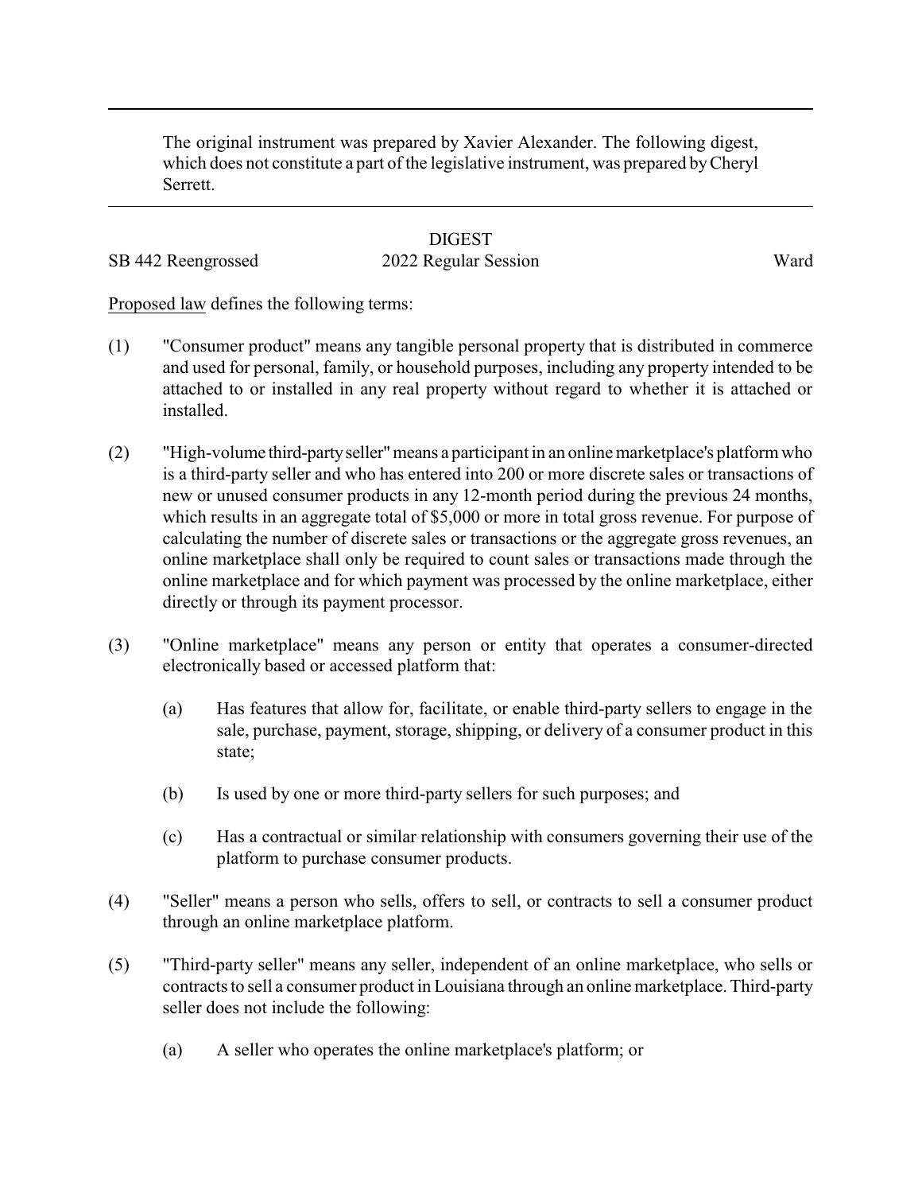The original instrument was prepared by Xavier Alexander. The following digest, which does not constitute a part of the legislative instrument, was prepared by Cheryl Serrett.

DIGEST

SB 442 Reengrossed 2022 Regular Session Ward

Proposed law defines the following terms:

(1) "Consumer product" means any tangible personal property that is distributed in commerce and used for personal, family, or household purposes, including any property intended to be attached to or installed in any real property without regard to whether it is attached or installed.

(2) "High-volume third-party seller" means a participant in an online marketplace's platform who is a third-party seller and who has entered into 200 or more discrete sales or transactions of new or unused consumer products in any 12-month period during the previous 24 months, which results in an aggregate total of $5,000 or more in total gross revenue. For purpose of calculating the number of discrete sales or transactions or the aggregate gross revenues, an online marketplace shall only be required to count sales or transactions made through the online marketplace and for which payment was processed by the online marketplace, either directly or through its payment processor.

(3) "Online marketplace" means any person or entity that operates a consumer-directed electronically based or accessed platform that:

  (a) Has features that allow for, facilitate, or enable third-party sellers to engage in the sale, purchase, payment, storage, shipping, or delivery of a consumer product in this state;

  (b) Is used by one or more third-party sellers for such purposes; and

  (c) Has a contractual or similar relationship with consumers governing their use of the platform to purchase consumer products.

(4) "Seller" means a person who sells, offers to sell, or contracts to sell a consumer product through an online marketplace platform.

(5) "Third-party seller" means any seller, independent of an online marketplace, who sells or contracts to sell a consumer product in Louisiana through an online marketplace. Third-party seller does not include the following:

  (a) A seller who operates the online marketplace's platform; or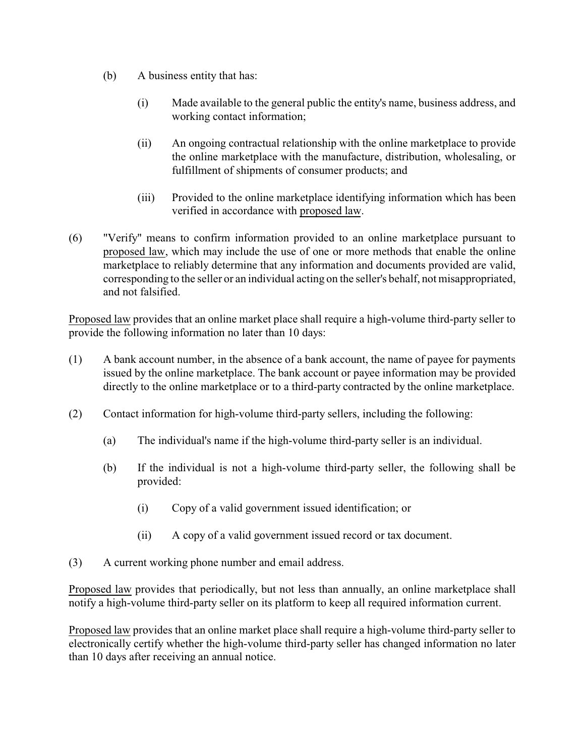(b) A business entity that has:

(i) Made available to the general public the entity's name, business address, and working contact information;

(ii) An ongoing contractual relationship with the online marketplace to provide the online marketplace with the manufacture, distribution, wholesaling, or fulfillment of shipments of consumer products; and

(iii) Provided to the online marketplace identifying information which has been verified in accordance with proposed law.

(6) "Verify" means to confirm information provided to an online marketplace pursuant to proposed law, which may include the use of one or more methods that enable the online marketplace to reliably determine that any information and documents provided are valid, corresponding to the seller or an individual acting on the seller's behalf, not misappropriated, and not falsified.

Proposed law provides that an online market place shall require a high-volume third-party seller to provide the following information no later than 10 days:

(1) A bank account number, in the absence of a bank account, the name of payee for payments issued by the online marketplace. The bank account or payee information may be provided directly to the online marketplace or to a third-party contracted by the online marketplace.

(2) Contact information for high-volume third-party sellers, including the following:

(a) The individual's name if the high-volume third-party seller is an individual.

(b) If the individual is not a high-volume third-party seller, the following shall be provided:

(i) Copy of a valid government issued identification; or

(ii) A copy of a valid government issued record or tax document.

(3) A current working phone number and email address.

Proposed law provides that periodically, but not less than annually, an online marketplace shall notify a high-volume third-party seller on its platform to keep all required information current.

Proposed law provides that an online market place shall require a high-volume third-party seller to electronically certify whether the high-volume third-party seller has changed information no later than 10 days after receiving an annual notice.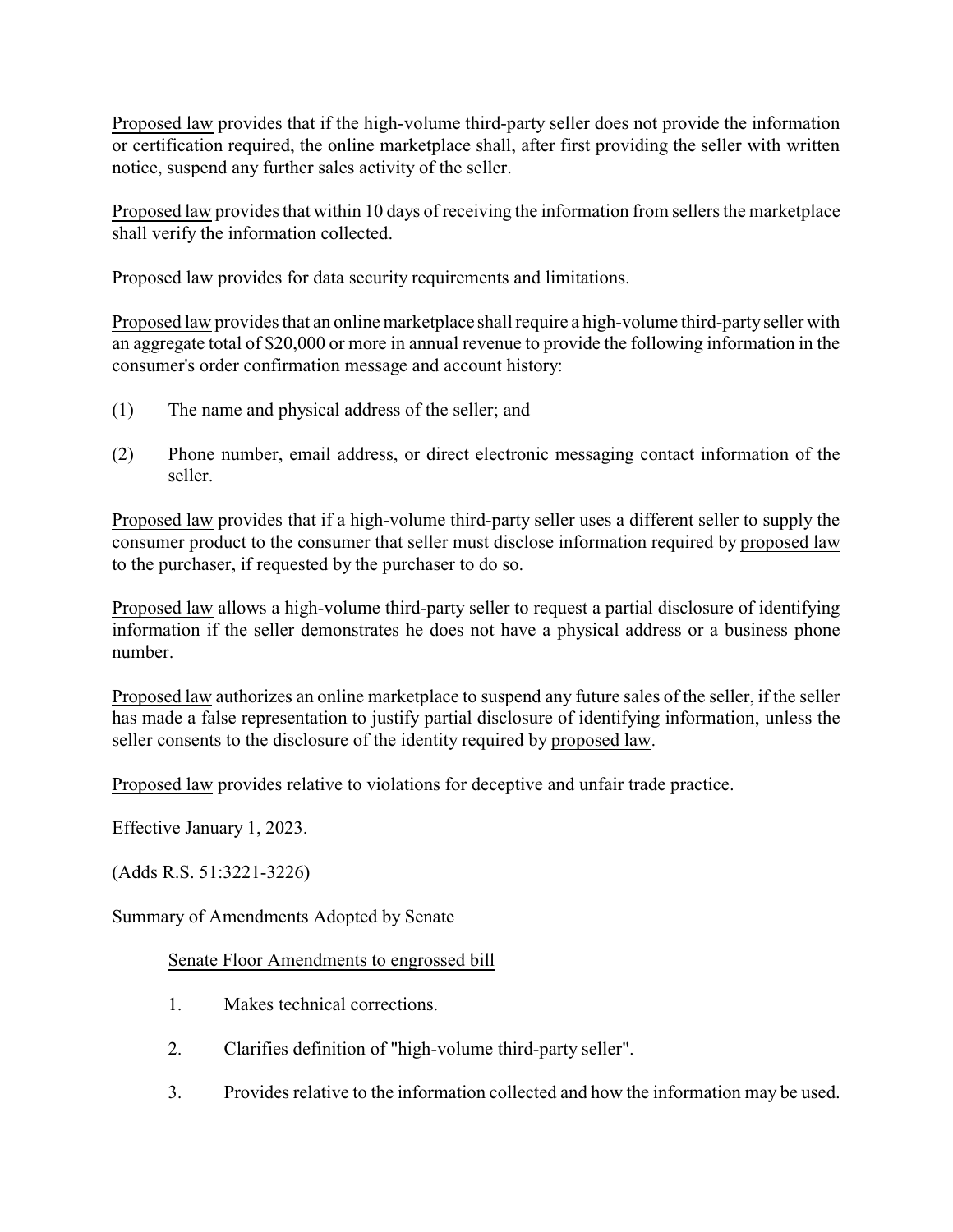Proposed law provides that if the high-volume third-party seller does not provide the information or certification required, the online marketplace shall, after first providing the seller with written notice, suspend any further sales activity of the seller.

Proposed law provides that within 10 days of receiving the information from sellers the marketplace shall verify the information collected.

Proposed law provides for data security requirements and limitations.

Proposed law provides that an online marketplace shall require a high-volume third-party seller with an aggregate total of $20,000 or more in annual revenue to provide the following information in the consumer's order confirmation message and account history:

(1) The name and physical address of the seller; and

(2) Phone number, email address, or direct electronic messaging contact information of the seller.

Proposed law provides that if a high-volume third-party seller uses a different seller to supply the consumer product to the consumer that seller must disclose information required by proposed law to the purchaser, if requested by the purchaser to do so.

Proposed law allows a high-volume third-party seller to request a partial disclosure of identifying information if the seller demonstrates he does not have a physical address or a business phone number.

Proposed law authorizes an online marketplace to suspend any future sales of the seller, if the seller has made a false representation to justify partial disclosure of identifying information, unless the seller consents to the disclosure of the identity required by proposed law.

Proposed law provides relative to violations for deceptive and unfair trade practice.

Effective January 1, 2023.

(Adds R.S. 51:3221-3226)

Summary of Amendments Adopted by Senate

Senate Floor Amendments to engrossed bill

1. Makes technical corrections.

2. Clarifies definition of "high-volume third-party seller".

3. Provides relative to the information collected and how the information may be used.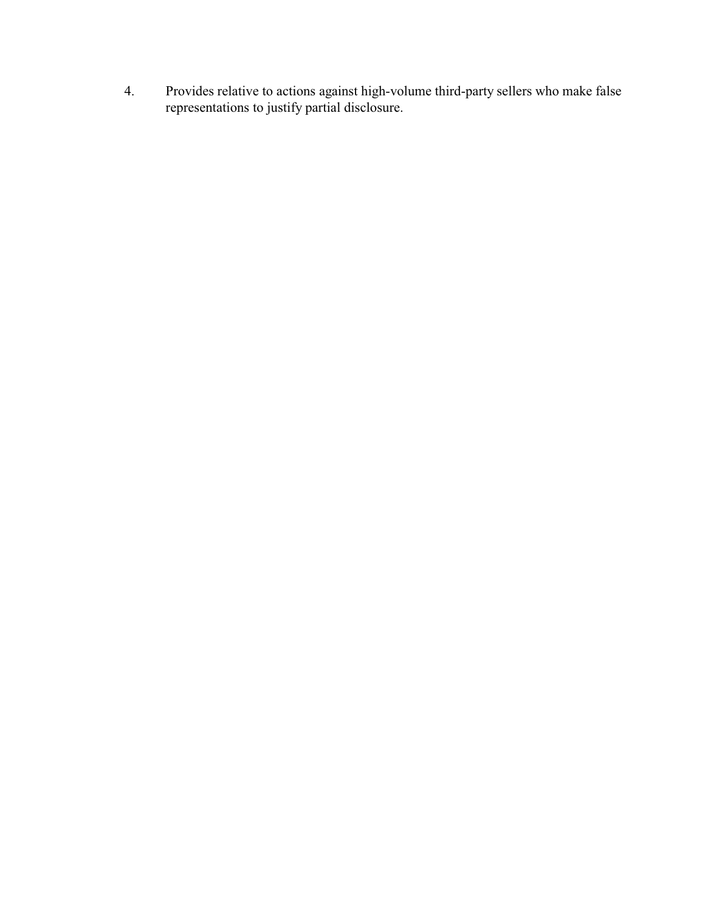4. Provides relative to actions against high-volume third-party sellers who make false representations to justify partial disclosure.